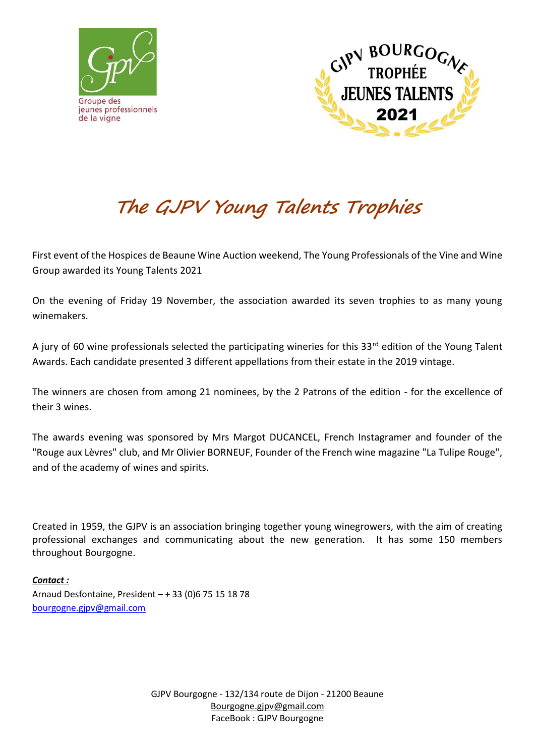# *The GJPV Young Talents Trophies*

First event of the Hospices de Beaune Wine Auction weekend, The Young Professionals of the Vine and Wine Group awarded its Young Talents 2021

On the evening of Friday 19 November, the association awarded its seven trophies to as many young winemakers.

A jury of 60 wine professionals selected the participating wineries for this 33rd edition of the Young Talent Awards. Each candidate presented 3 different appellations from their estate in the 2019 vintage.

The winners are chosen from among 21 nominees, by the 2 Patrons of the edition - for the excellence of their 3 wines.

The awards evening was sponsored by Mrs Margot DUCANCEL, French Instagramer and founder of the "Rouge aux Lèvres" club, and Mr Olivier BORNEUF, Founder of the French wine magazine "La Tulipe Rouge", and of the academy of wines and spirits.

Created in 1959, the GJPV is an association bringing together young winegrowers, with the aim of creating professional exchanges and communicating about the new generation. It has some 150 members throughout Bourgogne.

***Contact :***
Arnaud Desfontaine, President – + 33 (0)6 75 15 18 78
bourgogne.gjpv@gmail.com

GJPV Bourgogne - 132/134 route de Dijon - 21200 Beaune
Bourgogne.gjpv@gmail.com
FaceBook : GJPV Bourgogne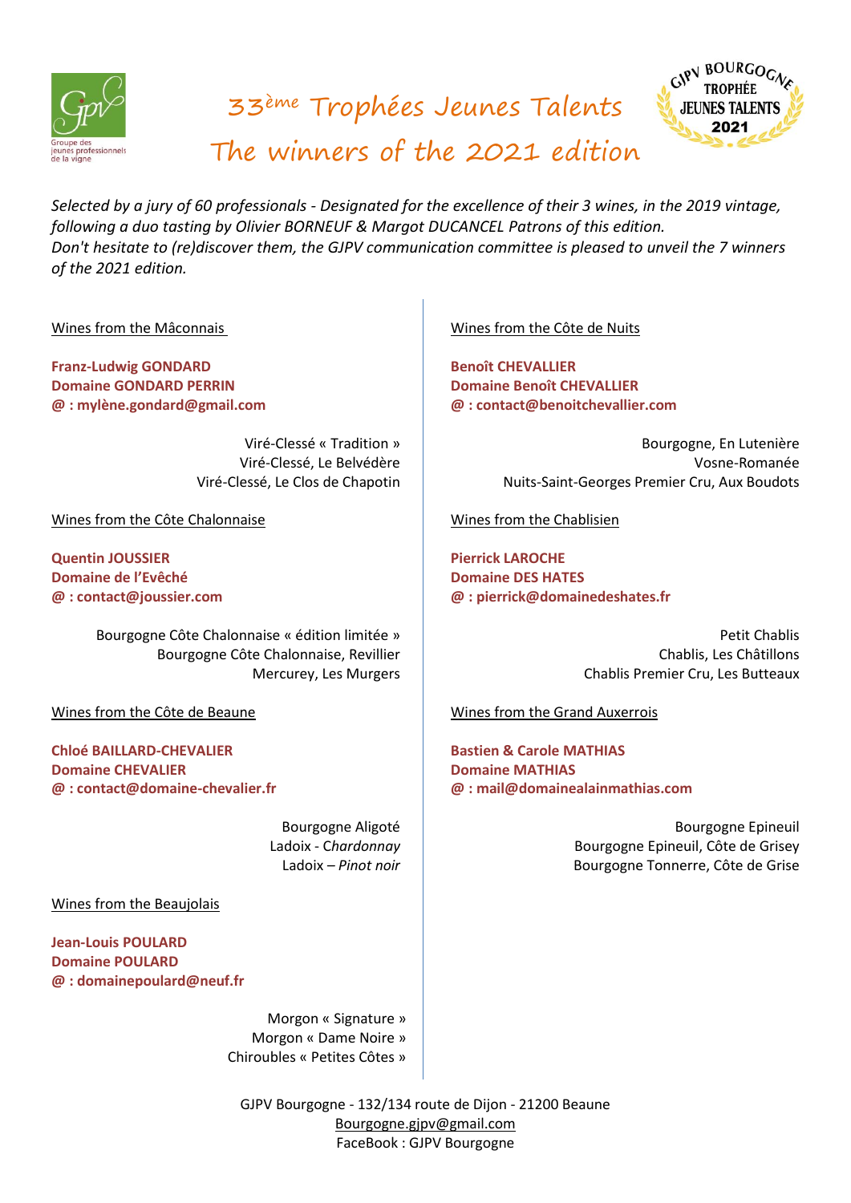# 33ème Trophées Jeunes Talents

## The winners of the 2021 edition

*Selected by a jury of 60 professionals - Designated for the excellence of their 3 wines, in the 2019 vintage, following a duo tasting by Olivier BORNEUF & Margot DUCANCEL Patrons of this edition.*
*Don't hesitate to (re)discover them, the GJPV communication committee is pleased to unveil the 7 winners of the 2021 edition.*

Wines from the Mâconnais

**Franz-Ludwig GONDARD**
**Domaine GONDARD PERRIN**
**@ : mylène.gondard@gmail.com**

Viré-Clessé « Tradition »
Viré-Clessé, Le Belvédère
Viré-Clessé, Le Clos de Chapotin

Wines from the Côte Chalonnaise

**Quentin JOUSSIER**
**Domaine de l'Evêché**
**@ : contact@joussier.com**

Bourgogne Côte Chalonnaise « édition limitée »
Bourgogne Côte Chalonnaise, Revillier
Mercurey, Les Murgers

Wines from the Côte de Beaune

**Chloé BAILLARD-CHEVALIER**
**Domaine CHEVALIER**
**@ : contact@domaine-chevalier.fr**

Bourgogne Aligoté
Ladoix - *Chardonnay*
Ladoix – *Pinot noir*

Wines from the Beaujolais

**Jean-Louis POULARD**
**Domaine POULARD**
**@ : domainepoulard@neuf.fr**

Morgon « Signature »
Morgon « Dame Noire »
Chiroubles « Petites Côtes »

Wines from the Côte de Nuits

**Benoît CHEVALLIER**
**Domaine Benoît CHEVALLIER**
**@ : contact@benoitchevallier.com**

Bourgogne, En Lutenière
Vosne-Romanée
Nuits-Saint-Georges Premier Cru, Aux Boudots

Wines from the Chablisien

**Pierrick LAROCHE**
**Domaine DES HATES**
**@ : pierrick@domainedeshates.fr**

Petit Chablis
Chablis, Les Châtillons
Chablis Premier Cru, Les Butteaux

Wines from the Grand Auxerrois

**Bastien & Carole MATHIAS**
**Domaine MATHIAS**
**@ : mail@domainealainmathias.com**

Bourgogne Epineuil
Bourgogne Epineuil, Côte de Grisey
Bourgogne Tonnerre, Côte de Grise

GJPV Bourgogne - 132/134 route de Dijon - 21200 Beaune
Bourgogne.gjpv@gmail.com
FaceBook : GJPV Bourgogne